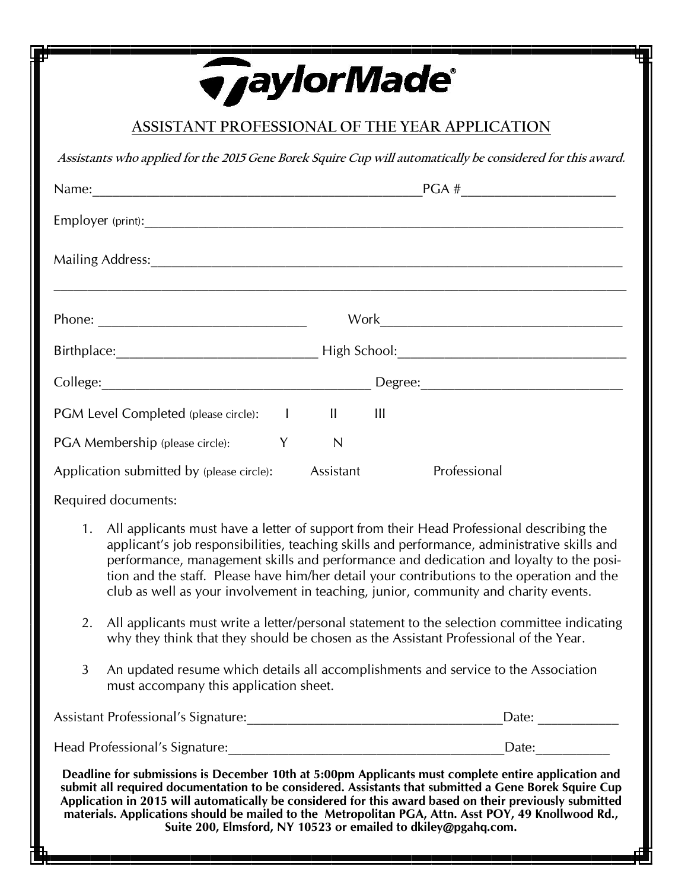TaylorMade

## ASSISTANT PROFESSIONAL OF THE YEAR APPLICATION

*Assistants who applied for the 2015 Gene Borek Squire Cup will automatically be considered for this award.*

Name:_______________________________________________PGA #_____________________

Employer (print):_______________________________________________________________

Mailing Address:_______________________________________________________________

_____________________________________________________________________________

Phone: ____________________________ Work__________________________________

Birthplace:___________________________ High School:______________________________

College:____________________________________ Degree:___________________________

PGM Level Completed (please circle): I II III

PGA Membership (please circle): Y N

Application submitted by (please circle): Assistant Professional

Required documents:

1. All applicants must have a letter of support from their Head Professional describing the applicant's job responsibilities, teaching skills and performance, administrative skills and performance, management skills and performance and dedication and loyalty to the position and the staff. Please have him/her detail your contributions to the operation and the club as well as your involvement in teaching, junior, community and charity events.

2. All applicants must write a letter/personal statement to the selection committee indicating why they think that they should be chosen as the Assistant Professional of the Year.

3 An updated resume which details all accomplishments and service to the Association must accompany this application sheet.

Assistant Professional's Signature:____________________________________Date: ___________

Head Professional's Signature:_________________________________________Date:__________

**Deadline for submissions is December 10th at 5:00pm Applicants must complete entire application and submit all required documentation to be considered. Assistants that submitted a Gene Borek Squire Cup Application in 2015 will automatically be considered for this award based on their previously submitted materials. Applications should be mailed to the Metropolitan PGA, Attn. Asst POY, 49 Knollwood Rd., Suite 200, Elmsford, NY 10523 or emailed to dkiley@pgahq.com.**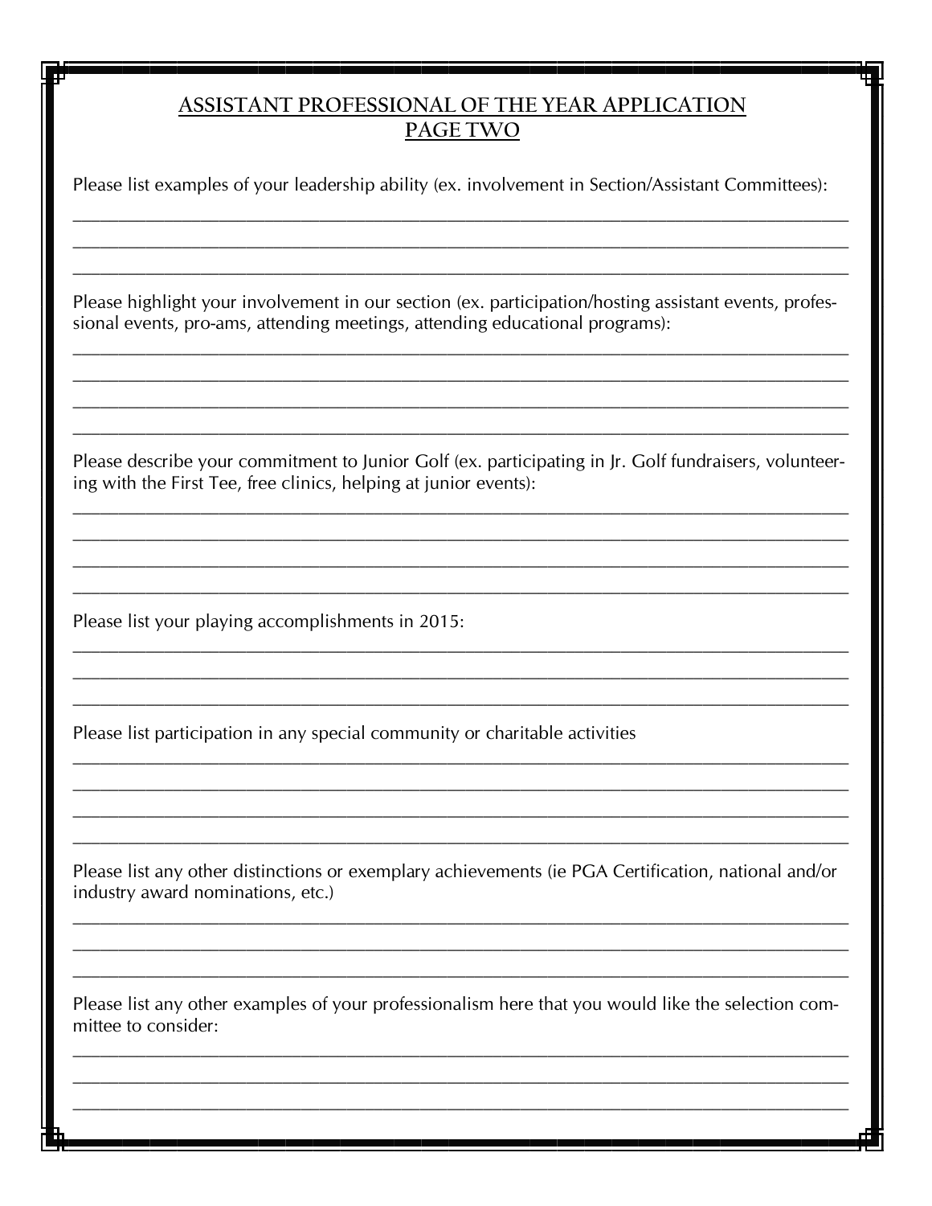# ASSISTANT PROFESSIONAL OF THE YEAR APPLICATION
## PAGE TWO

Please list examples of your leadership ability (ex. involvement in Section/Assistant Committees):

______________________________________________________________________________

______________________________________________________________________________

______________________________________________________________________________

Please highlight your involvement in our section (ex. participation/hosting assistant events, professional events, pro-ams, attending meetings, attending educational programs):

______________________________________________________________________________

______________________________________________________________________________

______________________________________________________________________________

______________________________________________________________________________

Please describe your commitment to Junior Golf (ex. participating in Jr. Golf fundraisers, volunteering with the First Tee, free clinics, helping at junior events):

______________________________________________________________________________

______________________________________________________________________________

______________________________________________________________________________

______________________________________________________________________________

Please list your playing accomplishments in 2015:

______________________________________________________________________________

______________________________________________________________________________

______________________________________________________________________________

Please list participation in any special community or charitable activities

______________________________________________________________________________

______________________________________________________________________________

______________________________________________________________________________

______________________________________________________________________________

Please list any other distinctions or exemplary achievements (ie PGA Certification, national and/or industry award nominations, etc.)

______________________________________________________________________________

______________________________________________________________________________

______________________________________________________________________________

Please list any other examples of your professionalism here that you would like the selection committee to consider:

______________________________________________________________________________

______________________________________________________________________________

______________________________________________________________________________